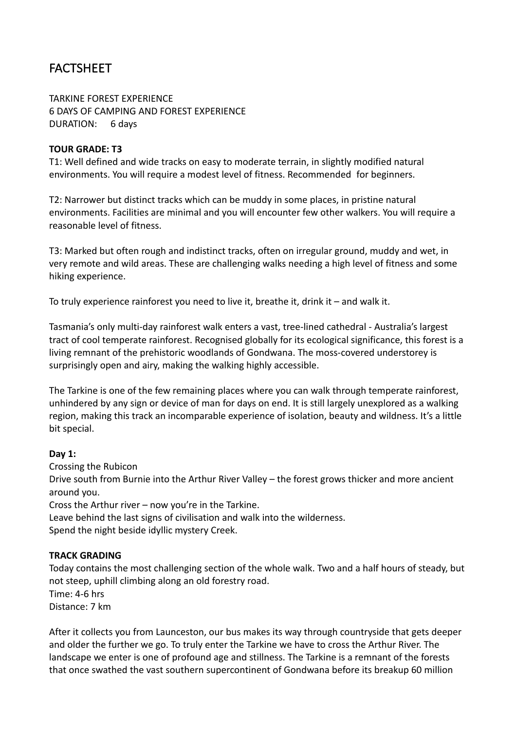# FACTSHEET

TARKINE FOREST EXPERIENCE
6 DAYS OF CAMPING AND FOREST EXPERIENCE
DURATION: 6 days

**TOUR GRADE: T3**

T1: Well defined and wide tracks on easy to moderate terrain, in slightly modified natural environments. You will require a modest level of fitness. Recommended for beginners.

T2: Narrower but distinct tracks which can be muddy in some places, in pristine natural environments. Facilities are minimal and you will encounter few other walkers. You will require a reasonable level of fitness.

T3: Marked but often rough and indistinct tracks, often on irregular ground, muddy and wet, in very remote and wild areas. These are challenging walks needing a high level of fitness and some hiking experience.

To truly experience rainforest you need to live it, breathe it, drink it – and walk it.

Tasmania's only multi-day rainforest walk enters a vast, tree-lined cathedral - Australia's largest tract of cool temperate rainforest. Recognised globally for its ecological significance, this forest is a living remnant of the prehistoric woodlands of Gondwana. The moss-covered understorey is surprisingly open and airy, making the walking highly accessible.

The Tarkine is one of the few remaining places where you can walk through temperate rainforest, unhindered by any sign or device of man for days on end. It is still largely unexplored as a walking region, making this track an incomparable experience of isolation, beauty and wildness. It's a little bit special.

**Day 1:**

Crossing the Rubicon
Drive south from Burnie into the Arthur River Valley – the forest grows thicker and more ancient around you.
Cross the Arthur river – now you're in the Tarkine.
Leave behind the last signs of civilisation and walk into the wilderness.
Spend the night beside idyllic mystery Creek.

**TRACK GRADING**

Today contains the most challenging section of the whole walk. Two and a half hours of steady, but not steep, uphill climbing along an old forestry road.
Time: 4-6 hrs
Distance: 7 km

After it collects you from Launceston, our bus makes its way through countryside that gets deeper and older the further we go. To truly enter the Tarkine we have to cross the Arthur River. The landscape we enter is one of profound age and stillness. The Tarkine is a remnant of the forests that once swathed the vast southern supercontinent of Gondwana before its breakup 60 million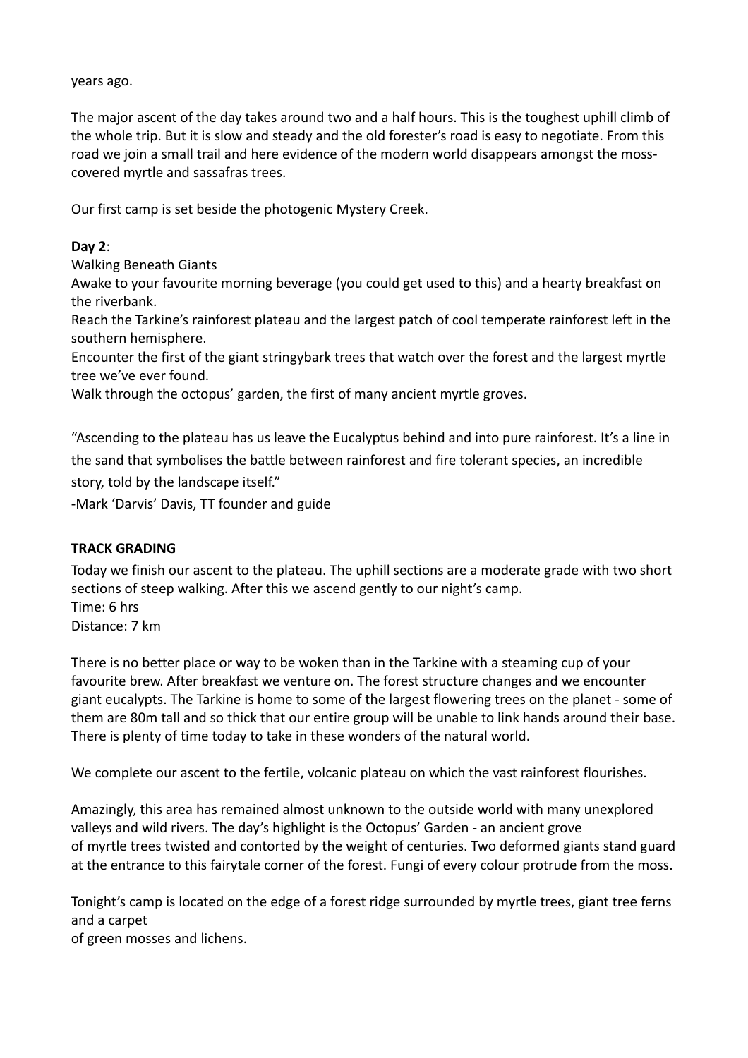years ago.

The major ascent of the day takes around two and a half hours. This is the toughest uphill climb of the whole trip. But it is slow and steady and the old forester's road is easy to negotiate. From this road we join a small trail and here evidence of the modern world disappears amongst the moss-covered myrtle and sassafras trees.

Our first camp is set beside the photogenic Mystery Creek.

**Day 2**:

Walking Beneath Giants

Awake to your favourite morning beverage (you could get used to this) and a hearty breakfast on the riverbank.

Reach the Tarkine's rainforest plateau and the largest patch of cool temperate rainforest left in the southern hemisphere.

Encounter the first of the giant stringybark trees that watch over the forest and the largest myrtle tree we've ever found.

Walk through the octopus' garden, the first of many ancient myrtle groves.

"Ascending to the plateau has us leave the Eucalyptus behind and into pure rainforest. It's a line in the sand that symbolises the battle between rainforest and fire tolerant species, an incredible story, told by the landscape itself."

-Mark 'Darvis' Davis, TT founder and guide

**TRACK GRADING**

Today we finish our ascent to the plateau. The uphill sections are a moderate grade with two short sections of steep walking. After this we ascend gently to our night's camp.

Time: 6 hrs

Distance: 7 km

There is no better place or way to be woken than in the Tarkine with a steaming cup of your favourite brew. After breakfast we venture on. The forest structure changes and we encounter giant eucalypts. The Tarkine is home to some of the largest flowering trees on the planet - some of them are 80m tall and so thick that our entire group will be unable to link hands around their base. There is plenty of time today to take in these wonders of the natural world.

We complete our ascent to the fertile, volcanic plateau on which the vast rainforest flourishes.

Amazingly, this area has remained almost unknown to the outside world with many unexplored valleys and wild rivers. The day's highlight is the Octopus' Garden - an ancient grove of myrtle trees twisted and contorted by the weight of centuries. Two deformed giants stand guard at the entrance to this fairytale corner of the forest. Fungi of every colour protrude from the moss.

Tonight's camp is located on the edge of a forest ridge surrounded by myrtle trees, giant tree ferns and a carpet of green mosses and lichens.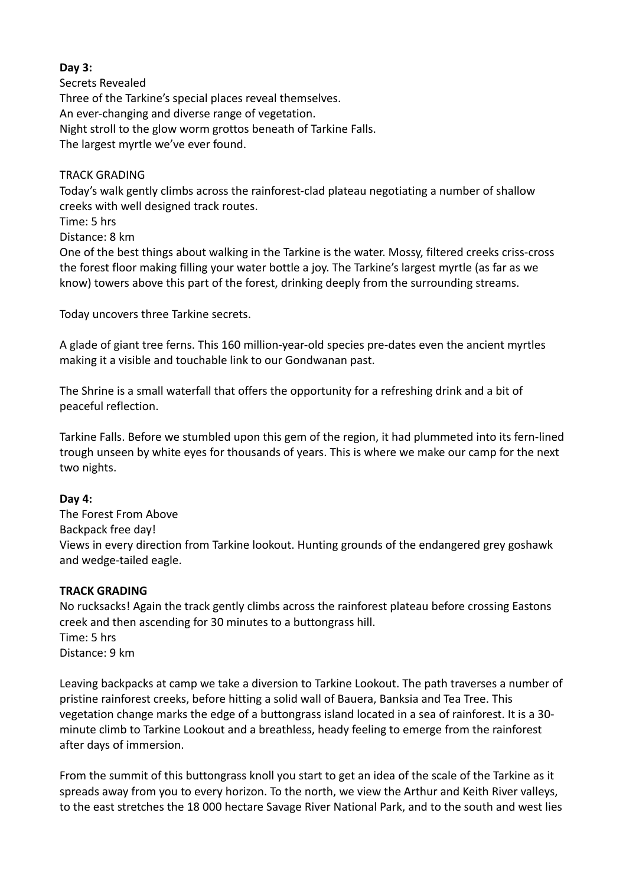**Day 3:**

Secrets Revealed

Three of the Tarkine's special places reveal themselves.

An ever-changing and diverse range of vegetation.

Night stroll to the glow worm grottos beneath of Tarkine Falls.

The largest myrtle we've ever found.

TRACK GRADING

Today's walk gently climbs across the rainforest-clad plateau negotiating a number of shallow creeks with well designed track routes.

Time: 5 hrs

Distance: 8 km

One of the best things about walking in the Tarkine is the water. Mossy, filtered creeks criss-cross the forest floor making filling your water bottle a joy. The Tarkine's largest myrtle (as far as we know) towers above this part of the forest, drinking deeply from the surrounding streams.

Today uncovers three Tarkine secrets.

A glade of giant tree ferns. This 160 million-year-old species pre-dates even the ancient myrtles making it a visible and touchable link to our Gondwanan past.

The Shrine is a small waterfall that offers the opportunity for a refreshing drink and a bit of peaceful reflection.

Tarkine Falls. Before we stumbled upon this gem of the region, it had plummeted into its fern-lined trough unseen by white eyes for thousands of years. This is where we make our camp for the next two nights.

**Day 4:**

The Forest From Above

Backpack free day!

Views in every direction from Tarkine lookout. Hunting grounds of the endangered grey goshawk and wedge-tailed eagle.

**TRACK GRADING**

No rucksacks! Again the track gently climbs across the rainforest plateau before crossing Eastons creek and then ascending for 30 minutes to a buttongrass hill.

Time: 5 hrs

Distance: 9 km

Leaving backpacks at camp we take a diversion to Tarkine Lookout. The path traverses a number of pristine rainforest creeks, before hitting a solid wall of Bauera, Banksia and Tea Tree. This vegetation change marks the edge of a buttongrass island located in a sea of rainforest. It is a 30-minute climb to Tarkine Lookout and a breathless, heady feeling to emerge from the rainforest after days of immersion.

From the summit of this buttongrass knoll you start to get an idea of the scale of the Tarkine as it spreads away from you to every horizon. To the north, we view the Arthur and Keith River valleys, to the east stretches the 18 000 hectare Savage River National Park, and to the south and west lies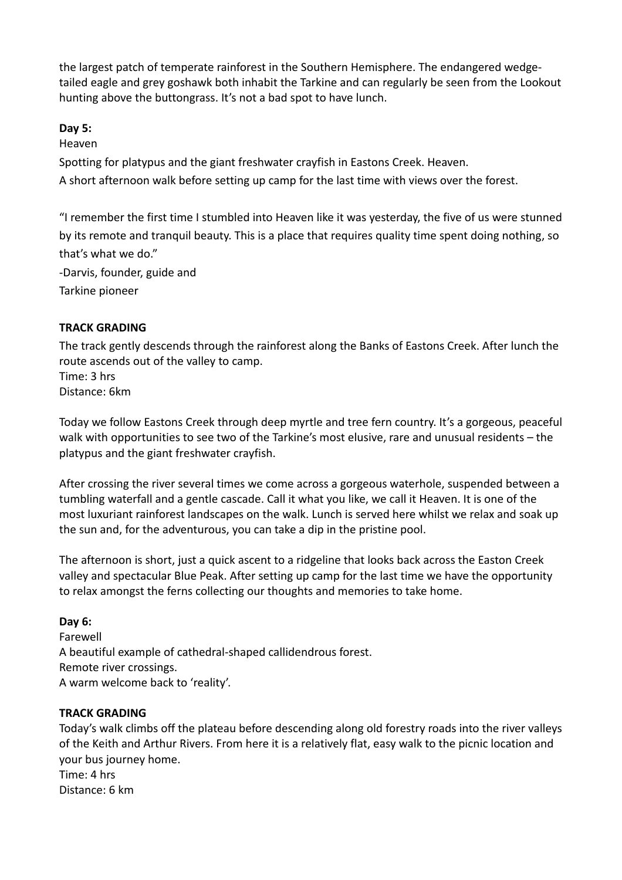the largest patch of temperate rainforest in the Southern Hemisphere. The endangered wedge-tailed eagle and grey goshawk both inhabit the Tarkine and can regularly be seen from the Lookout hunting above the buttongrass. It's not a bad spot to have lunch.

**Day 5:**

Heaven

Spotting for platypus and the giant freshwater crayfish in Eastons Creek. Heaven.

A short afternoon walk before setting up camp for the last time with views over the forest.

"I remember the first time I stumbled into Heaven like it was yesterday, the five of us were stunned by its remote and tranquil beauty. This is a place that requires quality time spent doing nothing, so that's what we do."

-Darvis, founder, guide and
Tarkine pioneer

**TRACK GRADING**

The track gently descends through the rainforest along the Banks of Eastons Creek. After lunch the route ascends out of the valley to camp.
Time: 3 hrs
Distance: 6km

Today we follow Eastons Creek through deep myrtle and tree fern country. It's a gorgeous, peaceful walk with opportunities to see two of the Tarkine's most elusive, rare and unusual residents – the platypus and the giant freshwater crayfish.

After crossing the river several times we come across a gorgeous waterhole, suspended between a tumbling waterfall and a gentle cascade. Call it what you like, we call it Heaven. It is one of the most luxuriant rainforest landscapes on the walk. Lunch is served here whilst we relax and soak up the sun and, for the adventurous, you can take a dip in the pristine pool.

The afternoon is short, just a quick ascent to a ridgeline that looks back across the Easton Creek valley and spectacular Blue Peak. After setting up camp for the last time we have the opportunity to relax amongst the ferns collecting our thoughts and memories to take home.

**Day 6:**

Farewell

A beautiful example of cathedral-shaped callidendrous forest.

Remote river crossings.

A warm welcome back to 'reality'.

**TRACK GRADING**

Today's walk climbs off the plateau before descending along old forestry roads into the river valleys of the Keith and Arthur Rivers. From here it is a relatively flat, easy walk to the picnic location and your bus journey home.
Time: 4 hrs
Distance: 6 km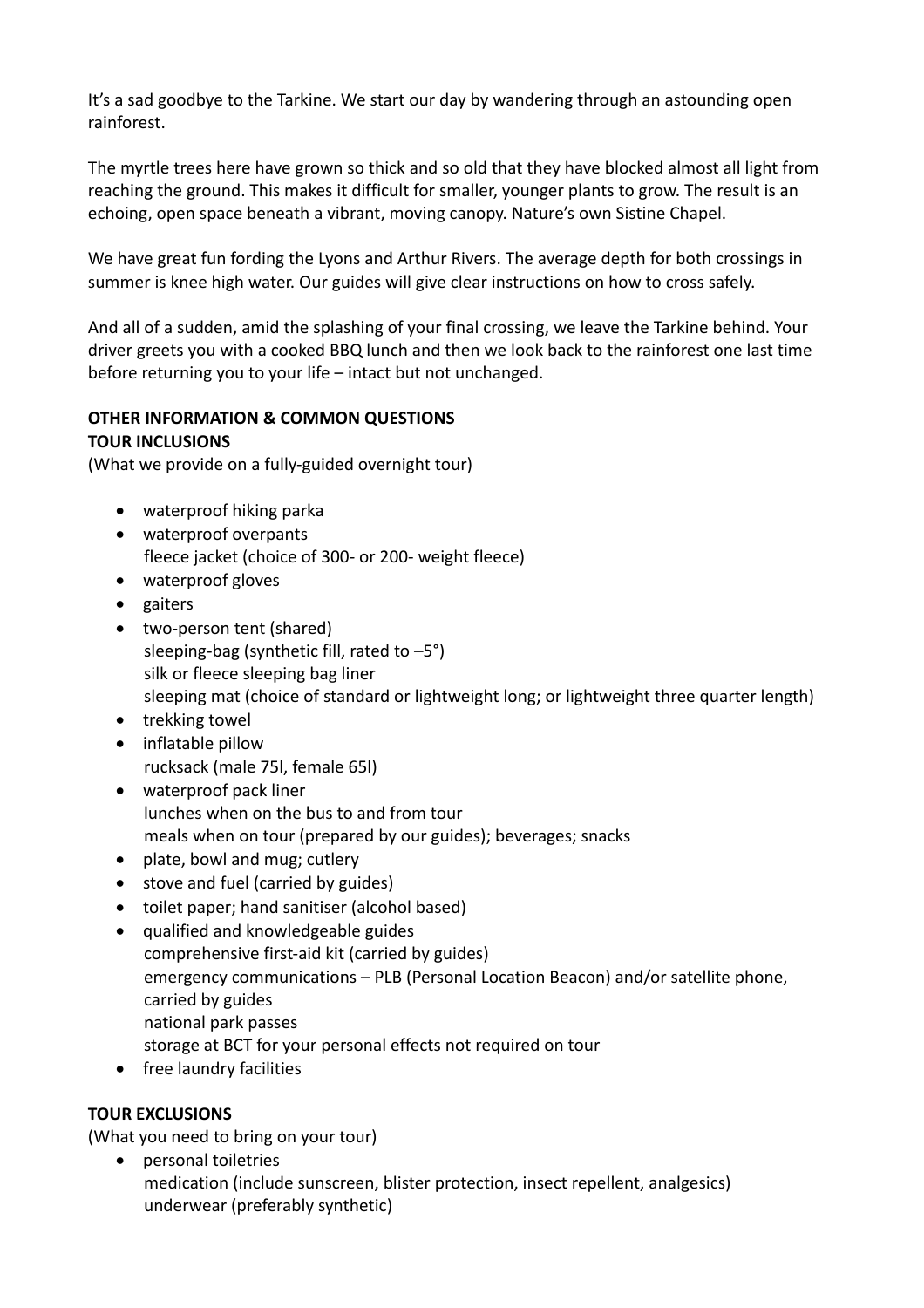It's a sad goodbye to the Tarkine. We start our day by wandering through an astounding open rainforest.

The myrtle trees here have grown so thick and so old that they have blocked almost all light from reaching the ground. This makes it difficult for smaller, younger plants to grow. The result is an echoing, open space beneath a vibrant, moving canopy. Nature's own Sistine Chapel.

We have great fun fording the Lyons and Arthur Rivers. The average depth for both crossings in summer is knee high water. Our guides will give clear instructions on how to cross safely.

And all of a sudden, amid the splashing of your final crossing, we leave the Tarkine behind. Your driver greets you with a cooked BBQ lunch and then we look back to the rainforest one last time before returning you to your life – intact but not unchanged.

**OTHER INFORMATION & COMMON QUESTIONS**

**TOUR INCLUSIONS**

(What we provide on a fully-guided overnight tour)

- waterproof hiking parka
- waterproof overpants
  fleece jacket (choice of 300- or 200- weight fleece)
- waterproof gloves
- gaiters
- two-person tent (shared)
  sleeping-bag (synthetic fill, rated to –5°)
  silk or fleece sleeping bag liner
  sleeping mat (choice of standard or lightweight long; or lightweight three quarter length)
- trekking towel
- inflatable pillow
  rucksack (male 75l, female 65l)
- waterproof pack liner
  lunches when on the bus to and from tour
  meals when on tour (prepared by our guides); beverages; snacks
- plate, bowl and mug; cutlery
- stove and fuel (carried by guides)
- toilet paper; hand sanitiser (alcohol based)
- qualified and knowledgeable guides
  comprehensive first-aid kit (carried by guides)
  emergency communications – PLB (Personal Location Beacon) and/or satellite phone, carried by guides
  national park passes
  storage at BCT for your personal effects not required on tour
- free laundry facilities

**TOUR EXCLUSIONS**

(What you need to bring on your tour)

- personal toiletries
  medication (include sunscreen, blister protection, insect repellent, analgesics)
  underwear (preferably synthetic)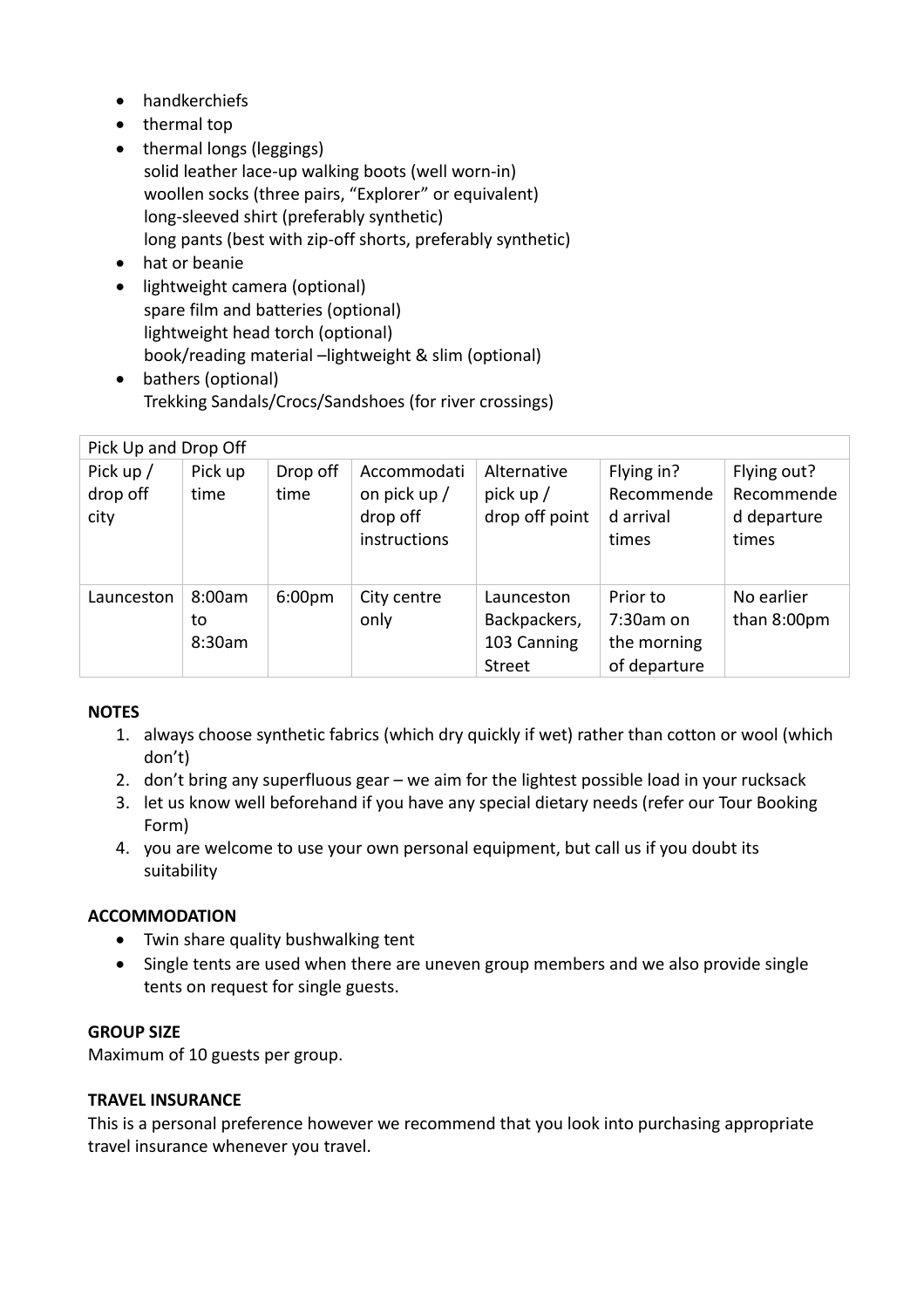- handkerchiefs
- thermal top
- thermal longs (leggings)
  solid leather lace-up walking boots (well worn-in)
  woollen socks (three pairs, "Explorer" or equivalent)
  long-sleeved shirt (preferably synthetic)
  long pants (best with zip-off shorts, preferably synthetic)
- hat or beanie
- lightweight camera (optional)
  spare film and batteries (optional)
  lightweight head torch (optional)
  book/reading material –lightweight & slim (optional)
- bathers (optional)
  Trekking Sandals/Crocs/Sandshoes (for river crossings)

| Pick Up and Drop Off | | | | | | |
|---|---|---|---|---|---|---|
| Pick up / drop off city | Pick up time | Drop off time | Accommodation pick up / drop off instructions | Alternative pick up / drop off point | Flying in? Recommended arrival times | Flying out? Recommended departure times |
| Launceston | 8:00am to 8:30am | 6:00pm | City centre only | Launceston Backpackers, 103 Canning Street | Prior to 7:30am on the morning of departure | No earlier than 8:00pm |

**NOTES**

1. always choose synthetic fabrics (which dry quickly if wet) rather than cotton or wool (which don't)
2. don't bring any superfluous gear – we aim for the lightest possible load in your rucksack
3. let us know well beforehand if you have any special dietary needs (refer our Tour Booking Form)
4. you are welcome to use your own personal equipment, but call us if you doubt its suitability

**ACCOMMODATION**

- Twin share quality bushwalking tent
- Single tents are used when there are uneven group members and we also provide single tents on request for single guests.

**GROUP SIZE**

Maximum of 10 guests per group.

**TRAVEL INSURANCE**

This is a personal preference however we recommend that you look into purchasing appropriate travel insurance whenever you travel.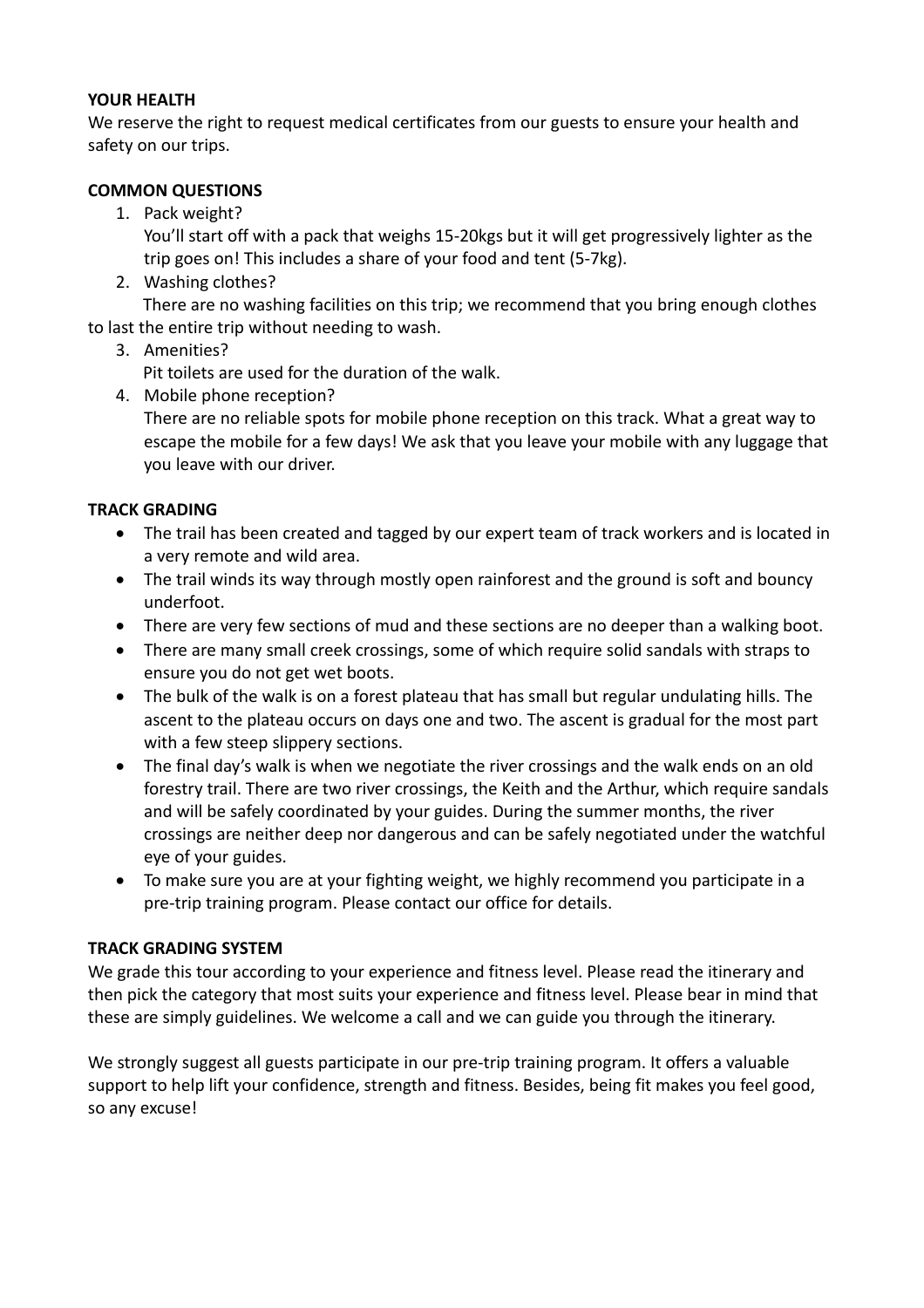**YOUR HEALTH**

We reserve the right to request medical certificates from our guests to ensure your health and safety on our trips.

**COMMON QUESTIONS**

1. Pack weight?
   You'll start off with a pack that weighs 15-20kgs but it will get progressively lighter as the trip goes on! This includes a share of your food and tent (5-7kg).
2. Washing clothes?
   There are no washing facilities on this trip; we recommend that you bring enough clothes to last the entire trip without needing to wash.
3. Amenities?
   Pit toilets are used for the duration of the walk.
4. Mobile phone reception?
   There are no reliable spots for mobile phone reception on this track. What a great way to escape the mobile for a few days! We ask that you leave your mobile with any luggage that you leave with our driver.

**TRACK GRADING**

- The trail has been created and tagged by our expert team of track workers and is located in a very remote and wild area.
- The trail winds its way through mostly open rainforest and the ground is soft and bouncy underfoot.
- There are very few sections of mud and these sections are no deeper than a walking boot.
- There are many small creek crossings, some of which require solid sandals with straps to ensure you do not get wet boots.
- The bulk of the walk is on a forest plateau that has small but regular undulating hills. The ascent to the plateau occurs on days one and two. The ascent is gradual for the most part with a few steep slippery sections.
- The final day's walk is when we negotiate the river crossings and the walk ends on an old forestry trail. There are two river crossings, the Keith and the Arthur, which require sandals and will be safely coordinated by your guides. During the summer months, the river crossings are neither deep nor dangerous and can be safely negotiated under the watchful eye of your guides.
- To make sure you are at your fighting weight, we highly recommend you participate in a pre-trip training program. Please contact our office for details.

**TRACK GRADING SYSTEM**

We grade this tour according to your experience and fitness level. Please read the itinerary and then pick the category that most suits your experience and fitness level. Please bear in mind that these are simply guidelines. We welcome a call and we can guide you through the itinerary.

We strongly suggest all guests participate in our pre-trip training program. It offers a valuable support to help lift your confidence, strength and fitness. Besides, being fit makes you feel good, so any excuse!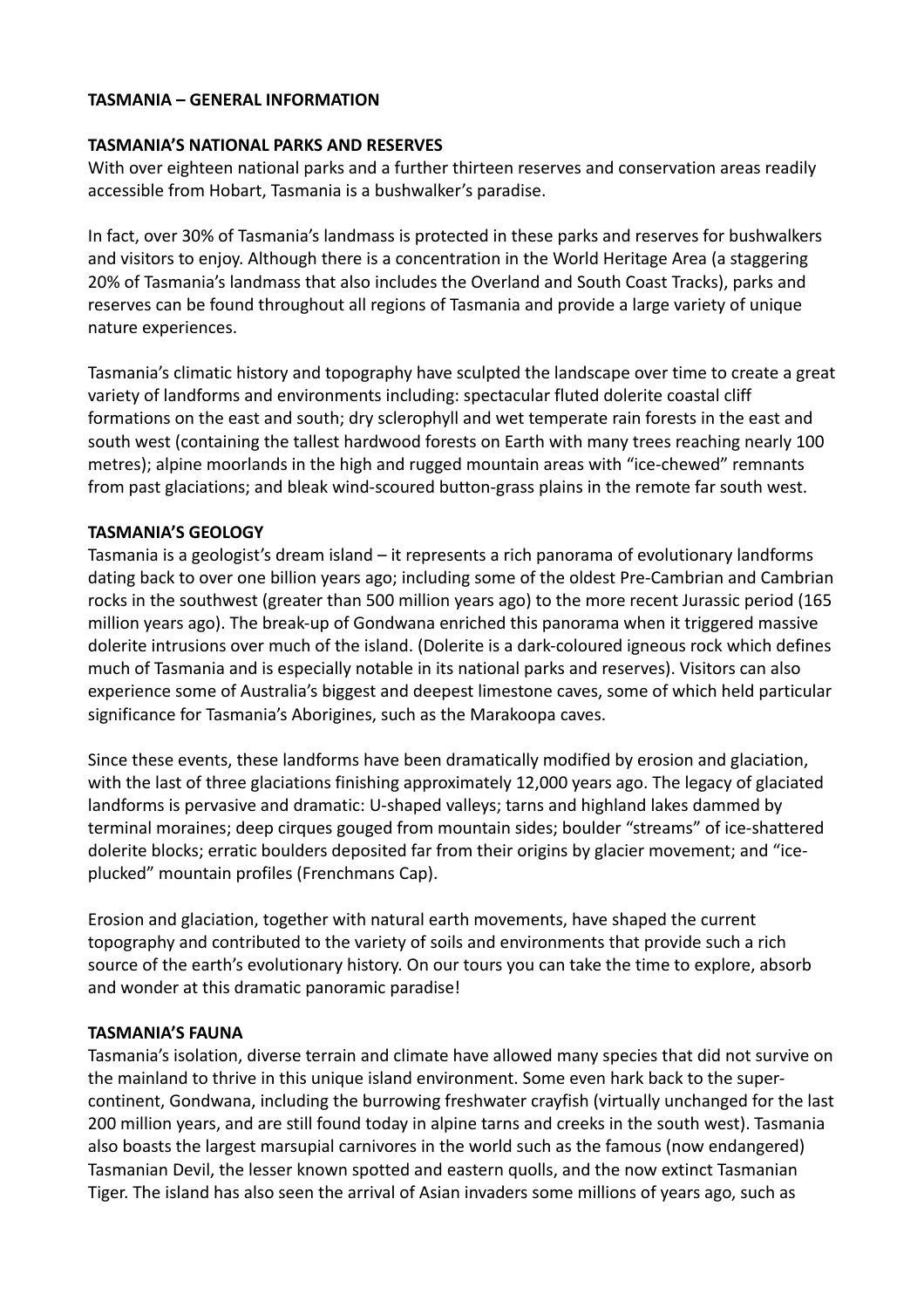**TASMANIA – GENERAL INFORMATION**

**TASMANIA'S NATIONAL PARKS AND RESERVES**

With over eighteen national parks and a further thirteen reserves and conservation areas readily accessible from Hobart, Tasmania is a bushwalker's paradise.

In fact, over 30% of Tasmania's landmass is protected in these parks and reserves for bushwalkers and visitors to enjoy. Although there is a concentration in the World Heritage Area (a staggering 20% of Tasmania's landmass that also includes the Overland and South Coast Tracks), parks and reserves can be found throughout all regions of Tasmania and provide a large variety of unique nature experiences.

Tasmania's climatic history and topography have sculpted the landscape over time to create a great variety of landforms and environments including: spectacular fluted dolerite coastal cliff formations on the east and south; dry sclerophyll and wet temperate rain forests in the east and south west (containing the tallest hardwood forests on Earth with many trees reaching nearly 100 metres); alpine moorlands in the high and rugged mountain areas with "ice-chewed" remnants from past glaciations; and bleak wind-scoured button-grass plains in the remote far south west.

**TASMANIA'S GEOLOGY**

Tasmania is a geologist's dream island – it represents a rich panorama of evolutionary landforms dating back to over one billion years ago; including some of the oldest Pre-Cambrian and Cambrian rocks in the southwest (greater than 500 million years ago) to the more recent Jurassic period (165 million years ago). The break-up of Gondwana enriched this panorama when it triggered massive dolerite intrusions over much of the island. (Dolerite is a dark-coloured igneous rock which defines much of Tasmania and is especially notable in its national parks and reserves). Visitors can also experience some of Australia's biggest and deepest limestone caves, some of which held particular significance for Tasmania's Aborigines, such as the Marakoopa caves.

Since these events, these landforms have been dramatically modified by erosion and glaciation, with the last of three glaciations finishing approximately 12,000 years ago. The legacy of glaciated landforms is pervasive and dramatic: U-shaped valleys; tarns and highland lakes dammed by terminal moraines; deep cirques gouged from mountain sides; boulder "streams" of ice-shattered dolerite blocks; erratic boulders deposited far from their origins by glacier movement; and "ice-plucked" mountain profiles (Frenchmans Cap).

Erosion and glaciation, together with natural earth movements, have shaped the current topography and contributed to the variety of soils and environments that provide such a rich source of the earth's evolutionary history. On our tours you can take the time to explore, absorb and wonder at this dramatic panoramic paradise!

**TASMANIA'S FAUNA**

Tasmania's isolation, diverse terrain and climate have allowed many species that did not survive on the mainland to thrive in this unique island environment. Some even hark back to the super-continent, Gondwana, including the burrowing freshwater crayfish (virtually unchanged for the last 200 million years, and are still found today in alpine tarns and creeks in the south west). Tasmania also boasts the largest marsupial carnivores in the world such as the famous (now endangered) Tasmanian Devil, the lesser known spotted and eastern quolls, and the now extinct Tasmanian Tiger. The island has also seen the arrival of Asian invaders some millions of years ago, such as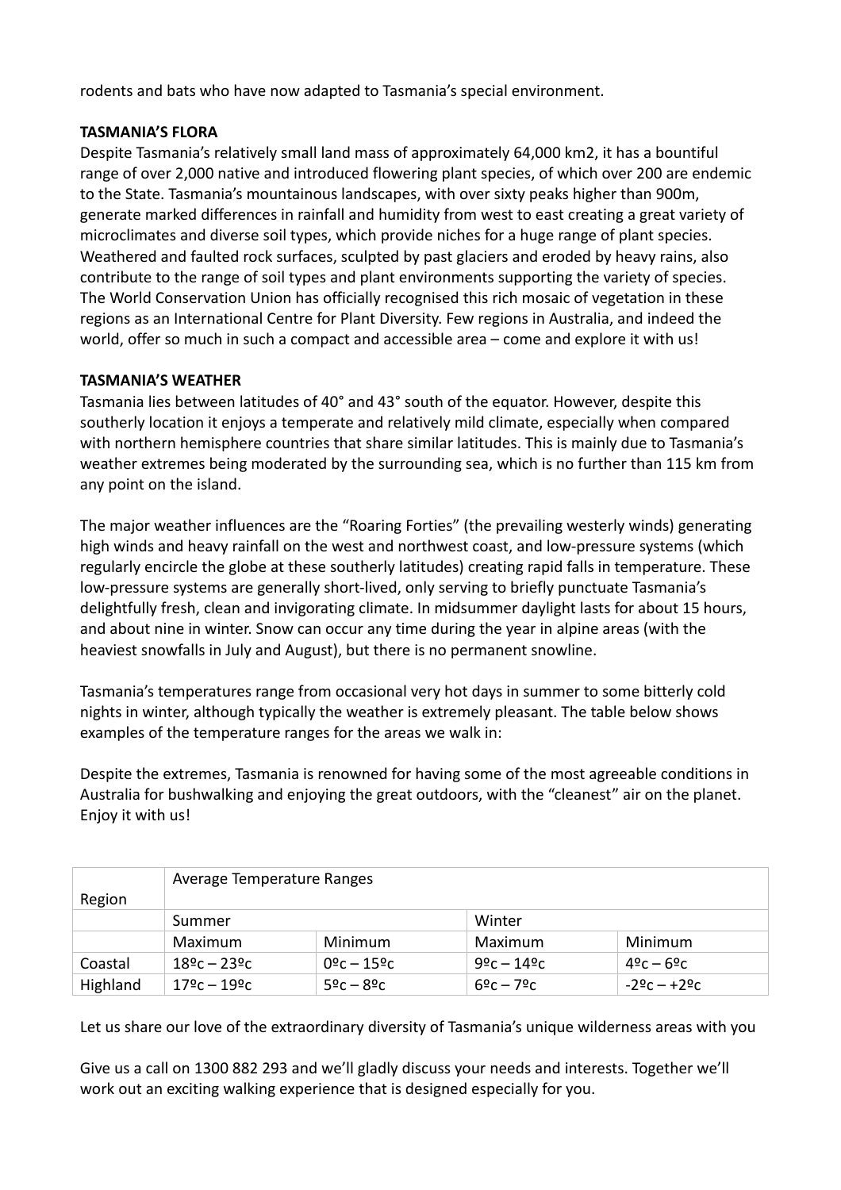rodents and bats who have now adapted to Tasmania's special environment.

**TASMANIA'S FLORA**

Despite Tasmania's relatively small land mass of approximately 64,000 km2, it has a bountiful range of over 2,000 native and introduced flowering plant species, of which over 200 are endemic to the State. Tasmania's mountainous landscapes, with over sixty peaks higher than 900m, generate marked differences in rainfall and humidity from west to east creating a great variety of microclimates and diverse soil types, which provide niches for a huge range of plant species. Weathered and faulted rock surfaces, sculpted by past glaciers and eroded by heavy rains, also contribute to the range of soil types and plant environments supporting the variety of species. The World Conservation Union has officially recognised this rich mosaic of vegetation in these regions as an International Centre for Plant Diversity. Few regions in Australia, and indeed the world, offer so much in such a compact and accessible area – come and explore it with us!

**TASMANIA'S WEATHER**

Tasmania lies between latitudes of 40° and 43° south of the equator. However, despite this southerly location it enjoys a temperate and relatively mild climate, especially when compared with northern hemisphere countries that share similar latitudes. This is mainly due to Tasmania's weather extremes being moderated by the surrounding sea, which is no further than 115 km from any point on the island.

The major weather influences are the "Roaring Forties" (the prevailing westerly winds) generating high winds and heavy rainfall on the west and northwest coast, and low-pressure systems (which regularly encircle the globe at these southerly latitudes) creating rapid falls in temperature. These low-pressure systems are generally short-lived, only serving to briefly punctuate Tasmania's delightfully fresh, clean and invigorating climate. In midsummer daylight lasts for about 15 hours, and about nine in winter. Snow can occur any time during the year in alpine areas (with the heaviest snowfalls in July and August), but there is no permanent snowline.

Tasmania's temperatures range from occasional very hot days in summer to some bitterly cold nights in winter, although typically the weather is extremely pleasant. The table below shows examples of the temperature ranges for the areas we walk in:

Despite the extremes, Tasmania is renowned for having some of the most agreeable conditions in Australia for bushwalking and enjoying the great outdoors, with the "cleanest" air on the planet. Enjoy it with us!

| Region | Average Temperature Ranges | | | |
|---|---|---|---|---|
| | Summer | | Winter | |
| | Maximum | Minimum | Maximum | Minimum |
| Coastal | 18ºc – 23ºc | 0ºc – 15ºc | 9ºc – 14ºc | 4ºc – 6ºc |
| Highland | 17ºc – 19ºc | 5ºc – 8ºc | 6ºc – 7ºc | -2ºc – +2ºc |

Let us share our love of the extraordinary diversity of Tasmania's unique wilderness areas with you

Give us a call on 1300 882 293 and we'll gladly discuss your needs and interests. Together we'll work out an exciting walking experience that is designed especially for you.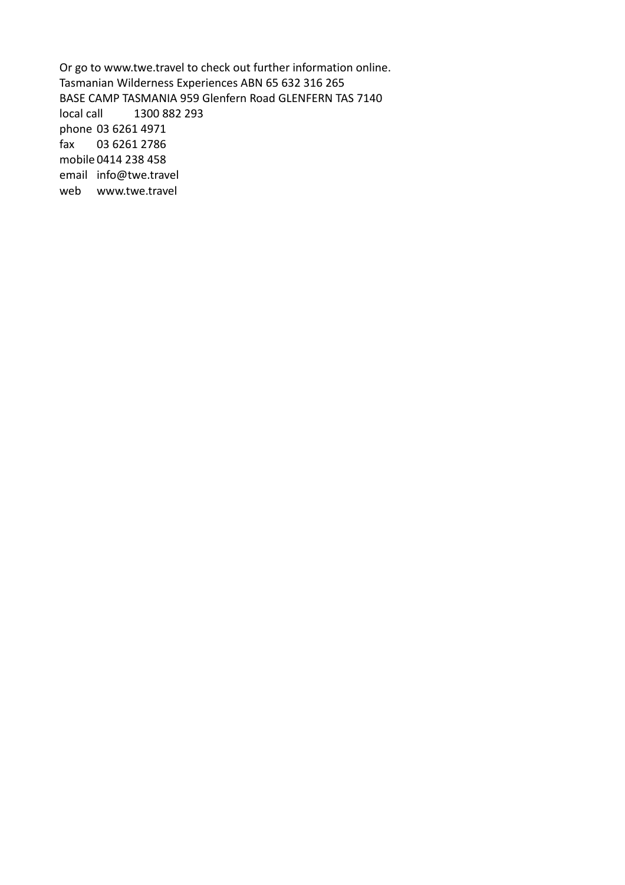Or go to www.twe.travel to check out further information online.
Tasmanian Wilderness Experiences ABN 65 632 316 265
BASE CAMP TASMANIA 959 Glenfern Road GLENFERN TAS 7140

local call 1300 882 293
phone 03 6261 4971
fax 03 6261 2786
mobile 0414 238 458
email info@twe.travel
web www.twe.travel